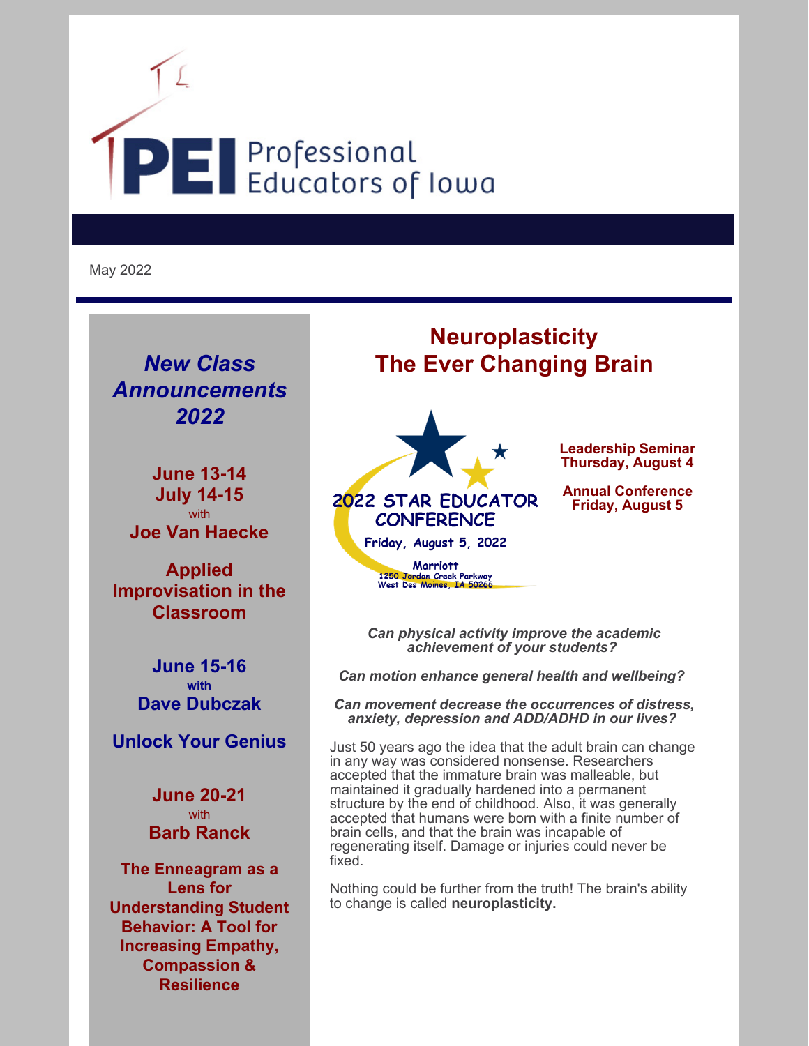# PEI Professional Educators of Iowa

May 2022

## *New Class Announcements 2022*

**June 13-14**
**July 14-15**
with
**Joe Van Haecke**

**Applied Improvisation in the Classroom**

**June 15-16**
**with**
**Dave Dubczak**

**Unlock Your Genius**

**June 20-21**
with
**Barb Ranck**

**The Enneagram as a Lens for Understanding Student Behavior: A Tool for Increasing Empathy, Compassion & Resilience**

## Neuroplasticity
## The Ever Changing Brain

2022 STAR EDUCATOR CONFERENCE
Friday, August 5, 2022
Marriott
1250 Jordan Creek Parkway
West Des Moines, IA 50266

**Leadership Seminar**
**Thursday, August 4**

**Annual Conference**
**Friday, August 5**

***Can physical activity improve the academic achievement of your students?***

***Can motion enhance general health and wellbeing?***

***Can movement decrease the occurrences of distress, anxiety, depression and ADD/ADHD in our lives?***

Just 50 years ago the idea that the adult brain can change in any way was considered nonsense. Researchers accepted that the immature brain was malleable, but maintained it gradually hardened into a permanent structure by the end of childhood. Also, it was generally accepted that humans were born with a finite number of brain cells, and that the brain was incapable of regenerating itself. Damage or injuries could never be fixed.

Nothing could be further from the truth! The brain's ability to change is called **neuroplasticity.**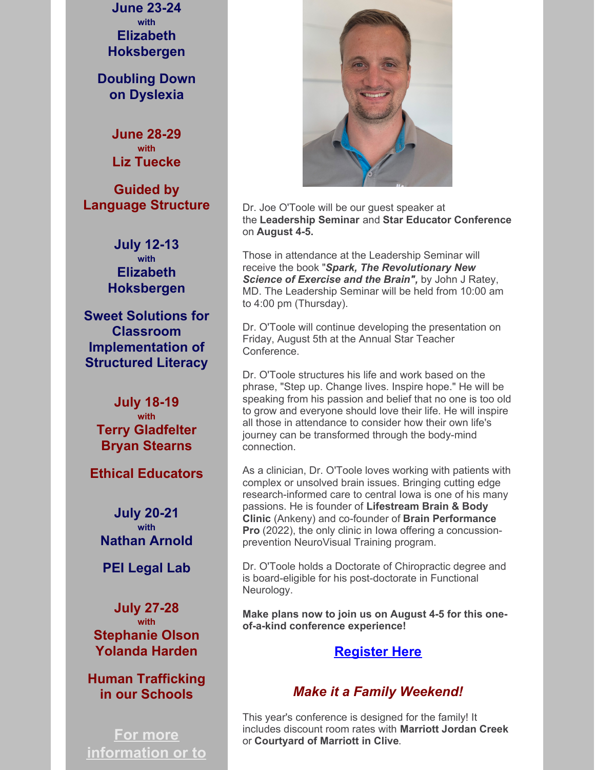**June 23-24**
with
**Elizabeth Hoksbergen**

**Doubling Down on Dyslexia**

**June 28-29**
with
**Liz Tuecke**

**Guided by Language Structure**

**July 12-13**
with
**Elizabeth Hoksbergen**

**Sweet Solutions for Classroom Implementation of Structured Literacy**

**July 18-19**
with
**Terry Gladfelter**
**Bryan Stearns**

**Ethical Educators**

**July 20-21**
with
**Nathan Arnold**

**PEI Legal Lab**

**July 27-28**
with
**Stephanie Olson**
**Yolanda Harden**

**Human Trafficking in our Schools**

**For more information or to**

Dr. Joe O'Toole will be our guest speaker at the **Leadership Seminar** and **Star Educator Conference** on **August 4-5.**

Those in attendance at the Leadership Seminar will receive the book "***Spark, The Revolutionary New Science of Exercise and the Brain",*** by John J Ratey, MD. The Leadership Seminar will be held from 10:00 am to 4:00 pm (Thursday).

Dr. O'Toole will continue developing the presentation on Friday, August 5th at the Annual Star Teacher Conference.

Dr. O'Toole structures his life and work based on the phrase, "Step up. Change lives. Inspire hope." He will be speaking from his passion and belief that no one is too old to grow and everyone should love their life. He will inspire all those in attendance to consider how their own life's journey can be transformed through the body-mind connection.

As a clinician, Dr. O'Toole loves working with patients with complex or unsolved brain issues. Bringing cutting edge research-informed care to central Iowa is one of his many passions. He is founder of **Lifestream Brain & Body Clinic** (Ankeny) and co-founder of **Brain Performance Pro** (2022), the only clinic in Iowa offering a concussion-prevention NeuroVisual Training program.

Dr. O'Toole holds a Doctorate of Chiropractic degree and is board-eligible for his post-doctorate in Functional Neurology.

**Make plans now to join us on August 4-5 for this one-of-a-kind conference experience!**

**Register Here**

## *Make it a Family Weekend!*

This year's conference is designed for the family! It includes discount room rates with **Marriott Jordan Creek** or **Courtyard of Marriott in Clive**.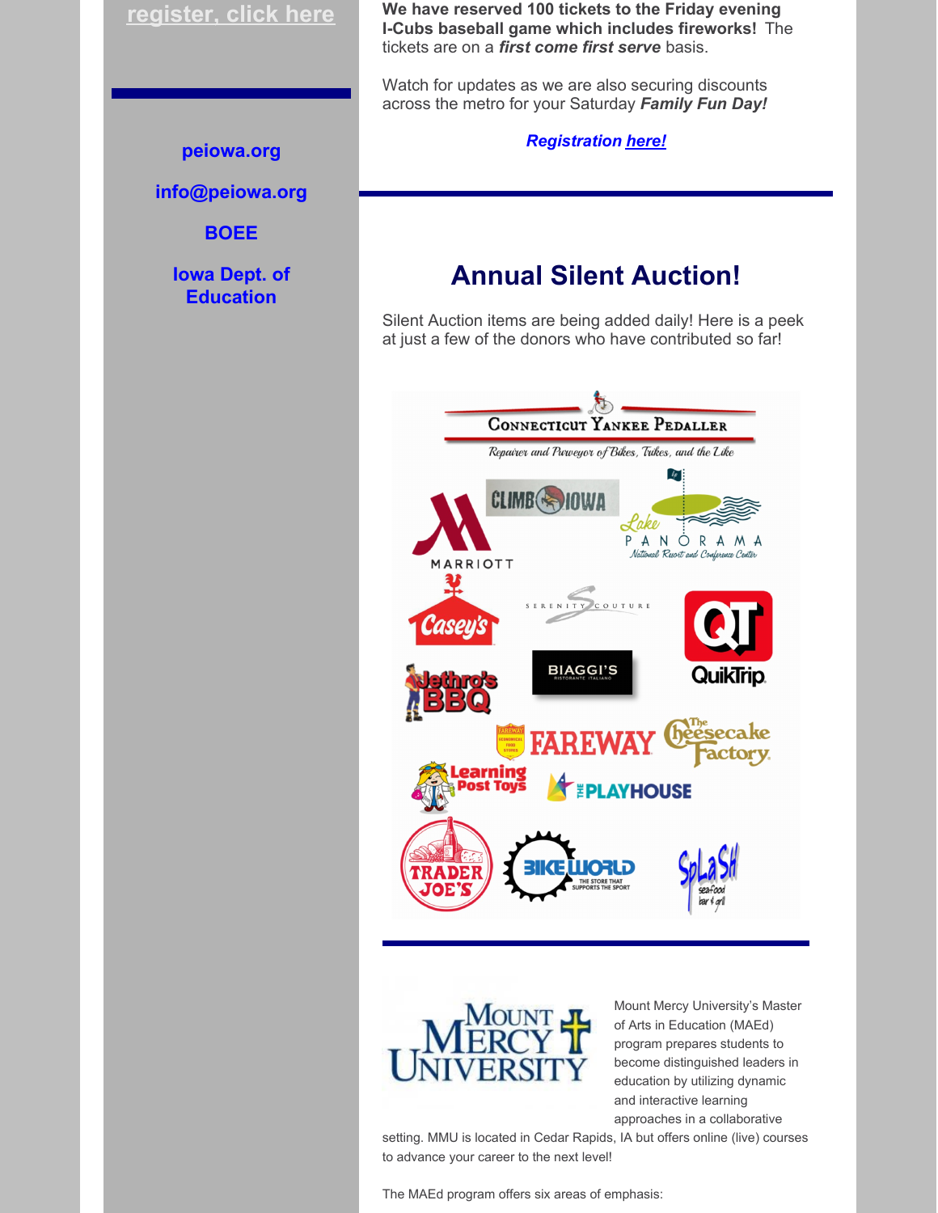register, click here

peiowa.org

info@peiowa.org

BOEE

Iowa Dept. of Education

**We have reserved 100 tickets to the Friday evening I-Cubs baseball game which includes fireworks!** The tickets are on a ***first come first serve*** basis.

Watch for updates as we are also securing discounts across the metro for your Saturday ***Family Fun Day!***

***Registration here!***

## Annual Silent Auction!

Silent Auction items are being added daily! Here is a peek at just a few of the donors who have contributed so far!

Connecticut Yankee Pedaller — Repairer and Purveyor of Bikes, Trikes, and the Like

Marriott

Climb Iowa

Lake Panorama National Resort and Conference Center

Casey's

Serenity Couture

QuikTrip

Jethro's BBQ

Biaggi's Ristorante Italiano

Fareway

The Cheesecake Factory

Learning Post Toys

The Playhouse

Trader Joe's

Bike World — The Store That Supports The Sport

Splash Seafood Bar & Grill

Mount Mercy University

Mount Mercy University's Master of Arts in Education (MAEd) program prepares students to become distinguished leaders in education by utilizing dynamic and interactive learning approaches in a collaborative setting. MMU is located in Cedar Rapids, IA but offers online (live) courses to advance your career to the next level!

The MAEd program offers six areas of emphasis: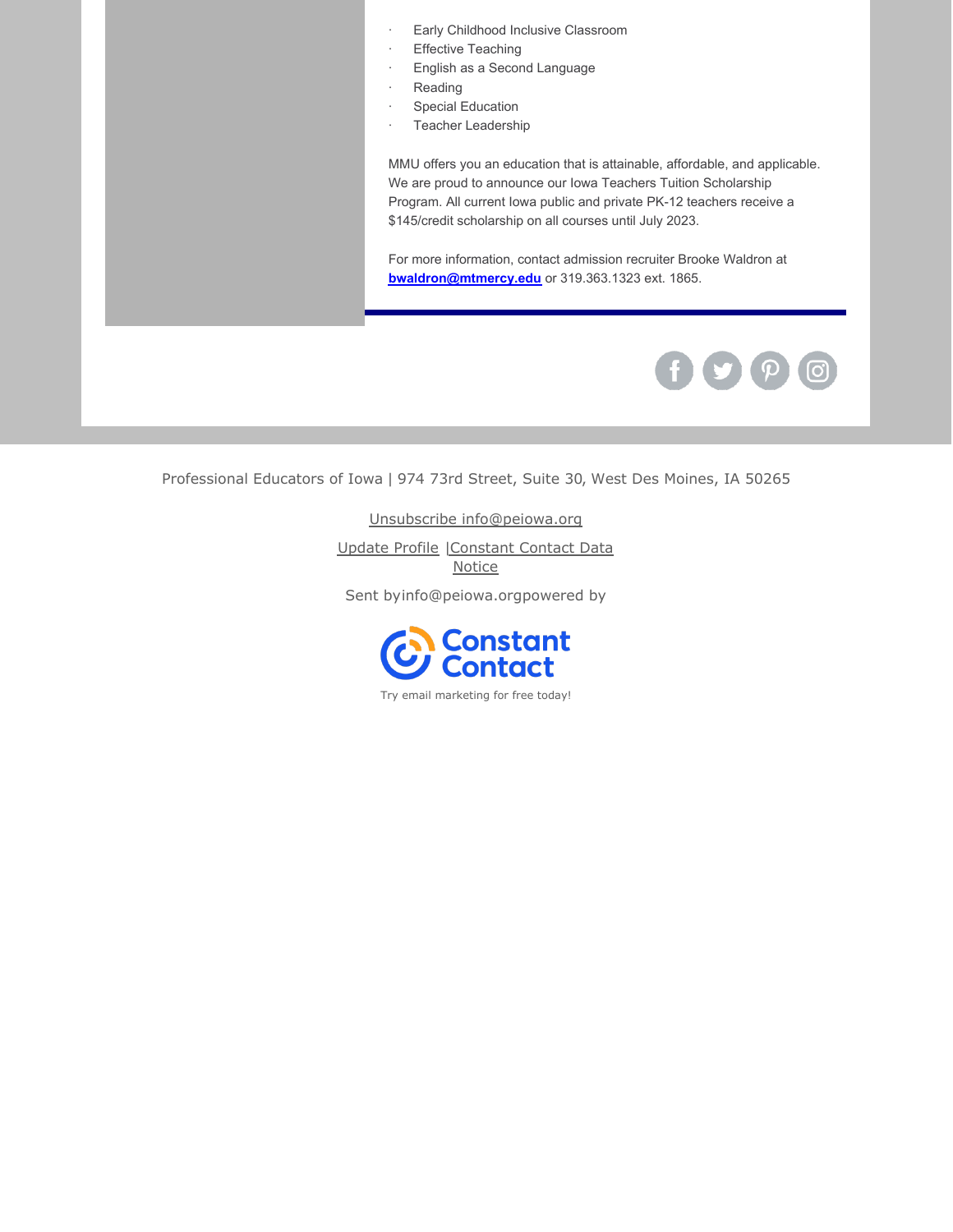- Early Childhood Inclusive Classroom
- Effective Teaching
- English as a Second Language
- Reading
- Special Education
- Teacher Leadership

MMU offers you an education that is attainable, affordable, and applicable. We are proud to announce our Iowa Teachers Tuition Scholarship Program. All current Iowa public and private PK-12 teachers receive a $145/credit scholarship on all courses until July 2023.

For more information, contact admission recruiter Brooke Waldron at **bwaldron@mtmercy.edu** or 319.363.1323 ext. 1865.

Professional Educators of Iowa | 974 73rd Street, Suite 30, West Des Moines, IA 50265

Unsubscribe info@peiowa.org

Update Profile | Constant Contact Data Notice

Sent by info@peiowa.org powered by

Constant Contact

Try email marketing for free today!